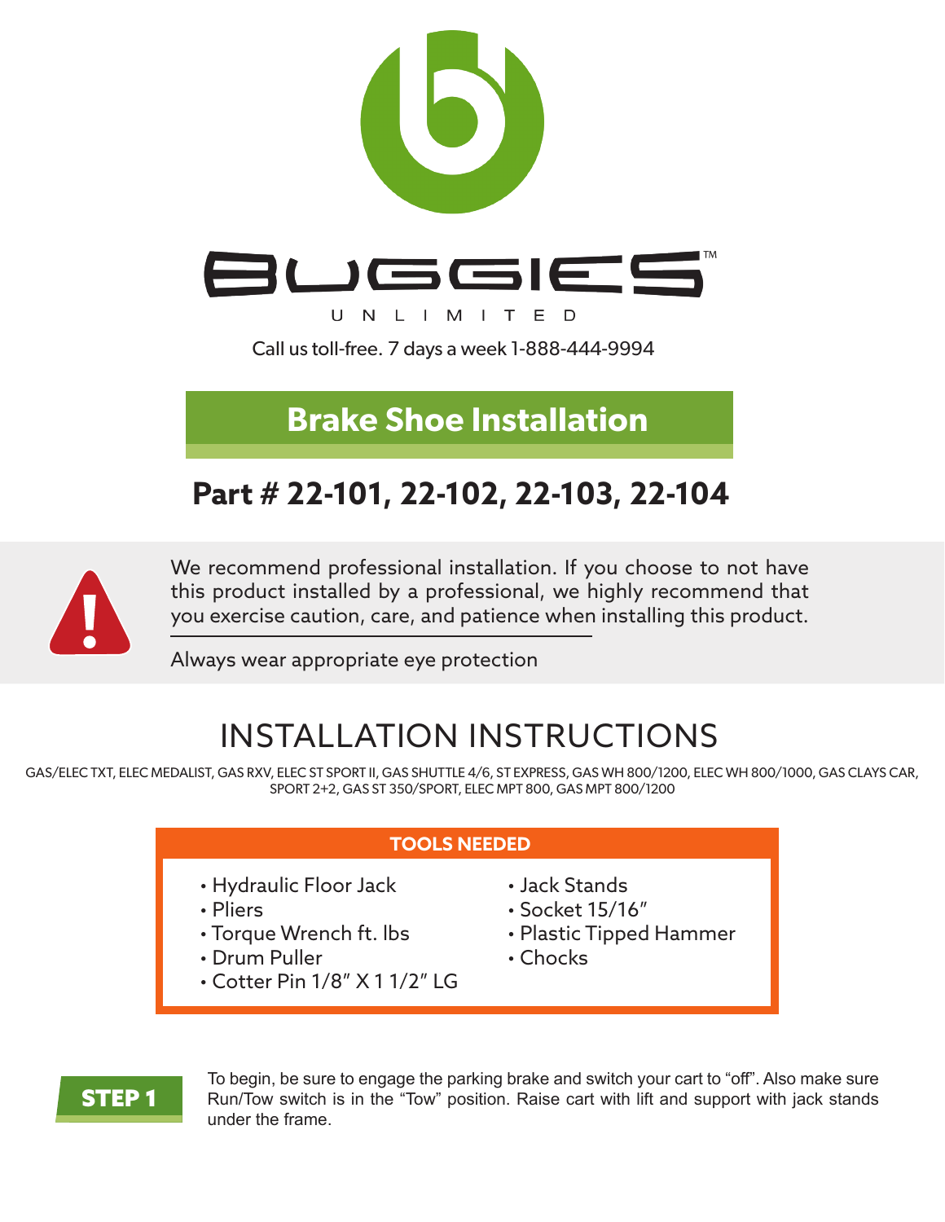# BUGGIES™ UNLIMITED

Call us toll-free. 7 days a week 1-888-444-9994

## Brake Shoe Installation

## Part # 22-101, 22-102, 22-103, 22-104

We recommend professional installation. If you choose to not have this product installed by a professional, we highly recommend that you exercise caution, care, and patience when installing this product.

Always wear appropriate eye protection

# INSTALLATION INSTRUCTIONS

GAS/ELEC TXT, ELEC MEDALIST, GAS RXV, ELEC ST SPORT II, GAS SHUTTLE 4/6, ST EXPRESS, GAS WH 800/1200, ELEC WH 800/1000, GAS CLAYS CAR, SPORT 2+2, GAS ST 350/SPORT, ELEC MPT 800, GAS MPT 800/1200

### TOOLS NEEDED

- Hydraulic Floor Jack
- Pliers
- Torque Wrench ft. lbs
- Drum Puller
- Cotter Pin 1/8" X 1 1/2" LG
- Jack Stands
- Socket 15/16"
- Plastic Tipped Hammer
- Chocks

**STEP 1**

To begin, be sure to engage the parking brake and switch your cart to "off". Also make sure Run/Tow switch is in the "Tow" position. Raise cart with lift and support with jack stands under the frame.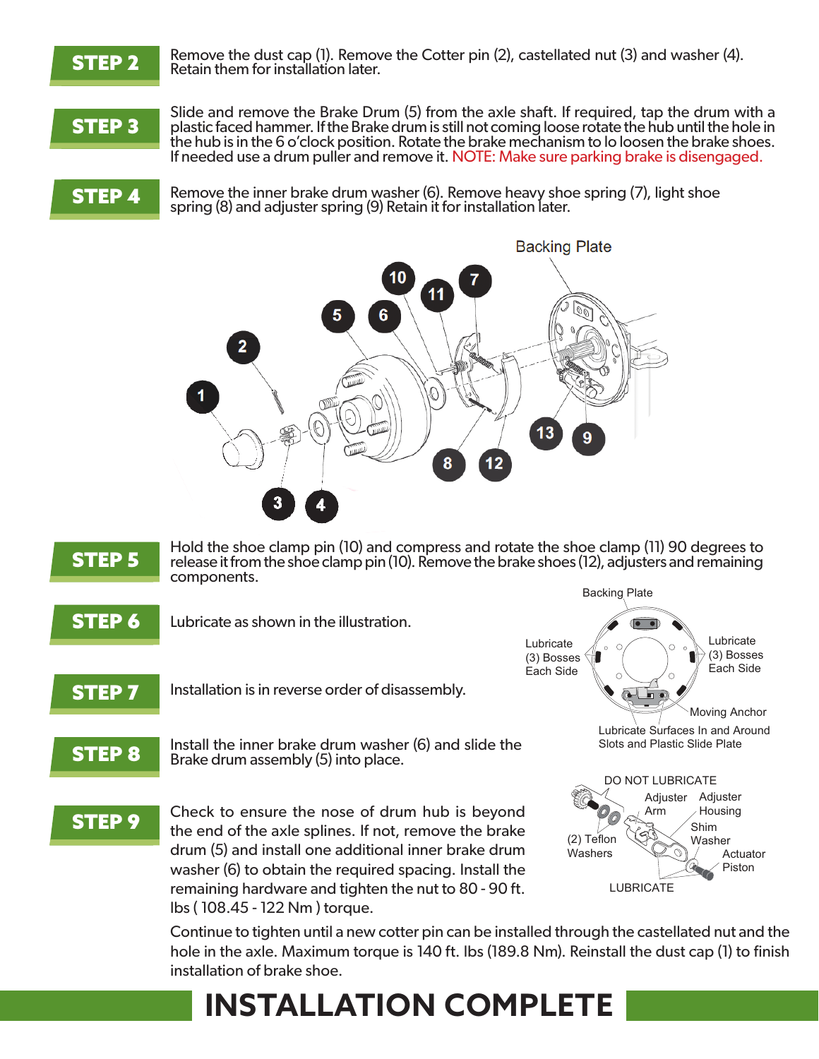**STEP 2** Remove the dust cap (1). Remove the Cotter pin (2), castellated nut (3) and washer (4). Retain them for installation later.

**STEP 3** Slide and remove the Brake Drum (5) from the axle shaft. If required, tap the drum with a plastic faced hammer. If the Brake drum is still not coming loose rotate the hub until the hole in the hub is in the 6 o'clock position. Rotate the brake mechanism to lo loosen the brake shoes. If needed use a drum puller and remove it. NOTE: Make sure parking brake is disengaged.

**STEP 4** Remove the inner brake drum washer (6). Remove heavy shoe spring (7), light shoe spring (8) and adjuster spring (9) Retain it for installation later.

Backing Plate

10 11 7 5 6 2 1 13 9 8 12 3 4

**STEP 5** Hold the shoe clamp pin (10) and compress and rotate the shoe clamp (11) 90 degrees to release it from the shoe clamp pin (10). Remove the brake shoes (12), adjusters and remaining components.

**STEP 6** Lubricate as shown in the illustration.

**STEP 7** Installation is in reverse order of disassembly.

Backing Plate

Lubricate (3) Bosses Each Side

Lubricate (3) Bosses Each Side

Moving Anchor

Lubricate Surfaces In and Around Slots and Plastic Slide Plate

**STEP 8** Install the inner brake drum washer (6) and slide the Brake drum assembly (5) into place.

DO NOT LUBRICATE

Adjuster Arm

Adjuster Housing

Shim Washer

(2) Teflon Washers

Actuator Piston

LUBRICATE

**STEP 9** Check to ensure the nose of drum hub is beyond the end of the axle splines. If not, remove the brake drum (5) and install one additional inner brake drum washer (6) to obtain the required spacing. Install the remaining hardware and tighten the nut to 80 - 90 ft. lbs ( 108.45 - 122 Nm ) torque.

Continue to tighten until a new cotter pin can be installed through the castellated nut and the hole in the axle. Maximum torque is 140 ft. lbs (189.8 Nm). Reinstall the dust cap (1) to finish installation of brake shoe.

# INSTALLATION COMPLETE